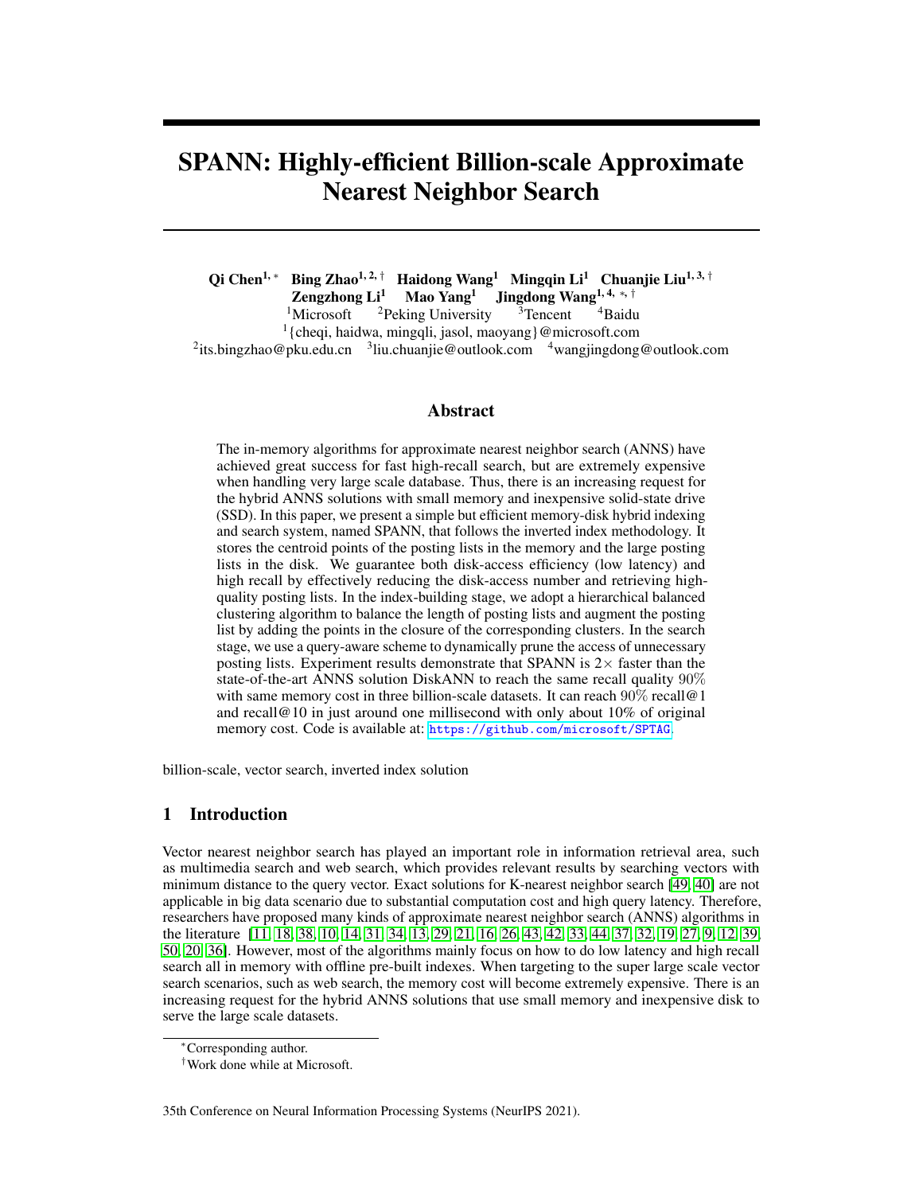# SPANN: Highly-efficient Billion-scale Approximate Nearest Neighbor Search

**Qi Chen**[1,*] **Bing Zhao**[1,2,†] **Haidong Wang**[1] **Mingqin Li**[1] **Chuanjie Liu**[1,3,†] **Zengzhong Li**[1] **Mao Yang**[1] **Jingdong Wang**[1,4,*,†]

[1]Microsoft [2]Peking University [3]Tencent [4]Baidu

[1]{cheqi, haidwa, mingqli, jasol, maoyang}@microsoft.com

[2]its.bingzhao@pku.edu.cn [3]liu.chuanjie@outlook.com [4]wangjingdong@outlook.com

## Abstract

The in-memory algorithms for approximate nearest neighbor search (ANNS) have achieved great success for fast high-recall search, but are extremely expensive when handling very large scale database. Thus, there is an increasing request for the hybrid ANNS solutions with small memory and inexpensive solid-state drive (SSD). In this paper, we present a simple but efficient memory-disk hybrid indexing and search system, named SPANN, that follows the inverted index methodology. It stores the centroid points of the posting lists in the memory and the large posting lists in the disk. We guarantee both disk-access efficiency (low latency) and high recall by effectively reducing the disk-access number and retrieving high-quality posting lists. In the index-building stage, we adopt a hierarchical balanced clustering algorithm to balance the length of posting lists and augment the posting list by adding the points in the closure of the corresponding clusters. In the search stage, we use a query-aware scheme to dynamically prune the access of unnecessary posting lists. Experiment results demonstrate that SPANN is $2\times$ faster than the state-of-the-art ANNS solution DiskANN to reach the same recall quality $90\%$ with same memory cost in three billion-scale datasets. It can reach $90\%$ recall@1 and recall@10 in just around one millisecond with only about 10% of original memory cost. Code is available at: https://github.com/microsoft/SPTAG.

billion-scale, vector search, inverted index solution

## 1 Introduction

Vector nearest neighbor search has played an important role in information retrieval area, such as multimedia search and web search, which provides relevant results by searching vectors with minimum distance to the query vector. Exact solutions for K-nearest neighbor search [49, 40] are not applicable in big data scenario due to substantial computation cost and high query latency. Therefore, researchers have proposed many kinds of approximate nearest neighbor search (ANNS) algorithms in the literature [11, 18, 38, 10, 14, 31, 34, 13, 29, 21, 16, 26, 43, 42, 33, 44, 37, 32, 19, 27, 9, 12, 39, 50, 20, 36]. However, most of the algorithms mainly focus on how to do low latency and high recall search all in memory with offline pre-built indexes. When targeting to the super large scale vector search scenarios, such as web search, the memory cost will become extremely expensive. There is an increasing request for the hybrid ANNS solutions that use small memory and inexpensive disk to serve the large scale datasets.

*Corresponding author.

†Work done while at Microsoft.

35th Conference on Neural Information Processing Systems (NeurIPS 2021).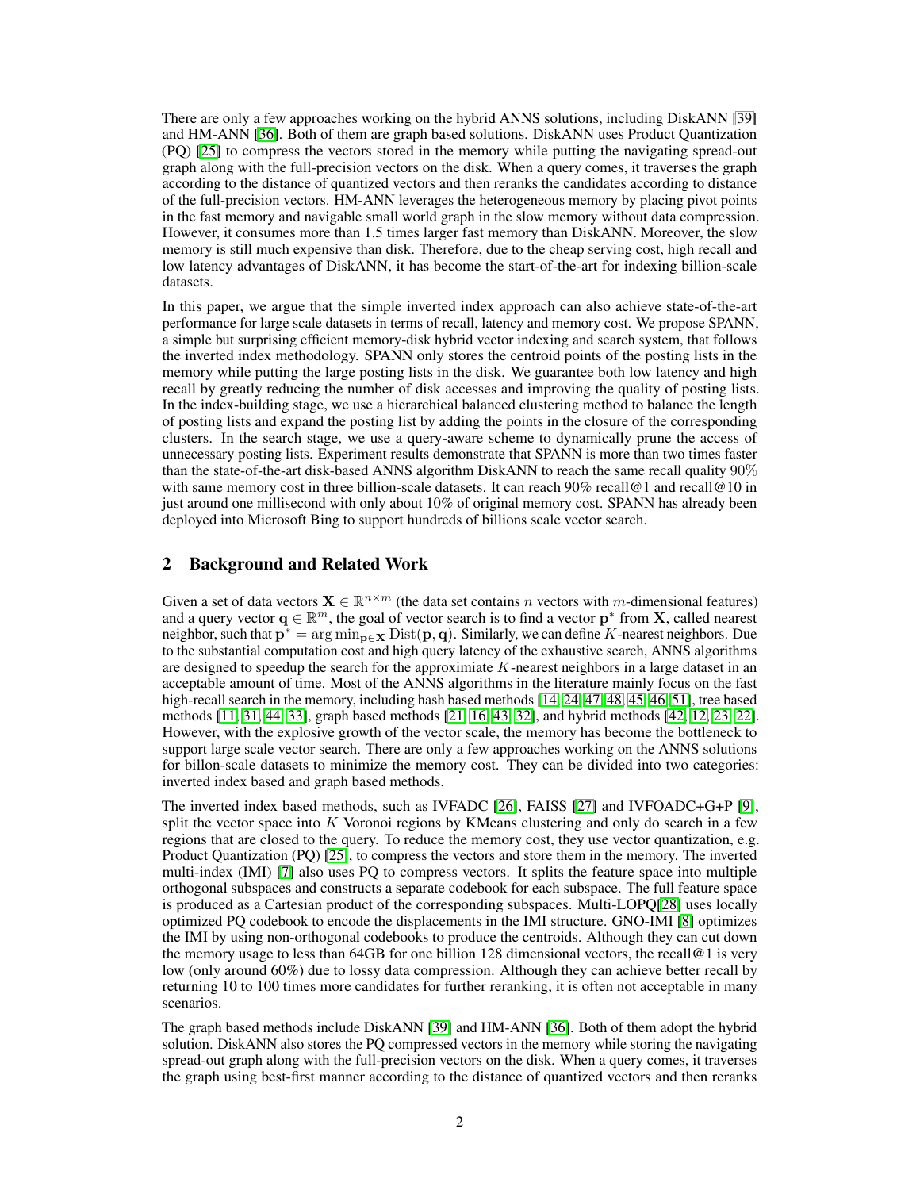There are only a few approaches working on the hybrid ANNS solutions, including DiskANN [39] and HM-ANN [36]. Both of them are graph based solutions. DiskANN uses Product Quantization (PQ) [25] to compress the vectors stored in the memory while putting the navigating spread-out graph along with the full-precision vectors on the disk. When a query comes, it traverses the graph according to the distance of quantized vectors and then reranks the candidates according to distance of the full-precision vectors. HM-ANN leverages the heterogeneous memory by placing pivot points in the fast memory and navigable small world graph in the slow memory without data compression. However, it consumes more than 1.5 times larger fast memory than DiskANN. Moreover, the slow memory is still much expensive than disk. Therefore, due to the cheap serving cost, high recall and low latency advantages of DiskANN, it has become the start-of-the-art for indexing billion-scale datasets.

In this paper, we argue that the simple inverted index approach can also achieve state-of-the-art performance for large scale datasets in terms of recall, latency and memory cost. We propose SPANN, a simple but surprising efficient memory-disk hybrid vector indexing and search system, that follows the inverted index methodology. SPANN only stores the centroid points of the posting lists in the memory while putting the large posting lists in the disk. We guarantee both low latency and high recall by greatly reducing the number of disk accesses and improving the quality of posting lists. In the index-building stage, we use a hierarchical balanced clustering method to balance the length of posting lists and expand the posting list by adding the points in the closure of the corresponding clusters. In the search stage, we use a query-aware scheme to dynamically prune the access of unnecessary posting lists. Experiment results demonstrate that SPANN is more than two times faster than the state-of-the-art disk-based ANNS algorithm DiskANN to reach the same recall quality 90% with same memory cost in three billion-scale datasets. It can reach 90% recall@1 and recall@10 in just around one millisecond with only about 10% of original memory cost. SPANN has already been deployed into Microsoft Bing to support hundreds of billions scale vector search.

## 2 Background and Related Work

Given a set of data vectors $\mathbf{X} \in \mathbb{R}^{n \times m}$ (the data set contains $n$ vectors with $m$-dimensional features) and a query vector $\mathbf{q} \in \mathbb{R}^{m}$, the goal of vector search is to find a vector $\mathbf{p}^*$ from $\mathbf{X}$, called nearest neighbor, such that $\mathbf{p}^* = \arg\min_{\mathbf{p} \in \mathbf{X}} \mathrm{Dist}(\mathbf{p}, \mathbf{q})$. Similarly, we can define $K$-nearest neighbors. Due to the substantial computation cost and high query latency of the exhaustive search, ANNS algorithms are designed to speedup the search for the approximiate $K$-nearest neighbors in a large dataset in an acceptable amount of time. Most of the ANNS algorithms in the literature mainly focus on the fast high-recall search in the memory, including hash based methods [14, 24, 47, 48, 45, 46, 51], tree based methods [11, 31, 44, 33], graph based methods [21, 16, 43, 32], and hybrid methods [42, 12, 23, 22]. However, with the explosive growth of the vector scale, the memory has become the bottleneck to support large scale vector search. There are only a few approaches working on the ANNS solutions for billon-scale datasets to minimize the memory cost. They can be divided into two categories: inverted index based and graph based methods.

The inverted index based methods, such as IVFADC [26], FAISS [27] and IVFOADC+G+P [9], split the vector space into $K$ Voronoi regions by KMeans clustering and only do search in a few regions that are closed to the query. To reduce the memory cost, they use vector quantization, e.g. Product Quantization (PQ) [25], to compress the vectors and store them in the memory. The inverted multi-index (IMI) [7] also uses PQ to compress vectors. It splits the feature space into multiple orthogonal subspaces and constructs a separate codebook for each subspace. The full feature space is produced as a Cartesian product of the corresponding subspaces. Multi-LOPQ[28] uses locally optimized PQ codebook to encode the displacements in the IMI structure. GNO-IMI [8] optimizes the IMI by using non-orthogonal codebooks to produce the centroids. Although they can cut down the memory usage to less than 64GB for one billion 128 dimensional vectors, the recall@1 is very low (only around 60%) due to lossy data compression. Although they can achieve better recall by returning 10 to 100 times more candidates for further reranking, it is often not acceptable in many scenarios.

The graph based methods include DiskANN [39] and HM-ANN [36]. Both of them adopt the hybrid solution. DiskANN also stores the PQ compressed vectors in the memory while storing the navigating spread-out graph along with the full-precision vectors on the disk. When a query comes, it traverses the graph using best-first manner according to the distance of quantized vectors and then reranks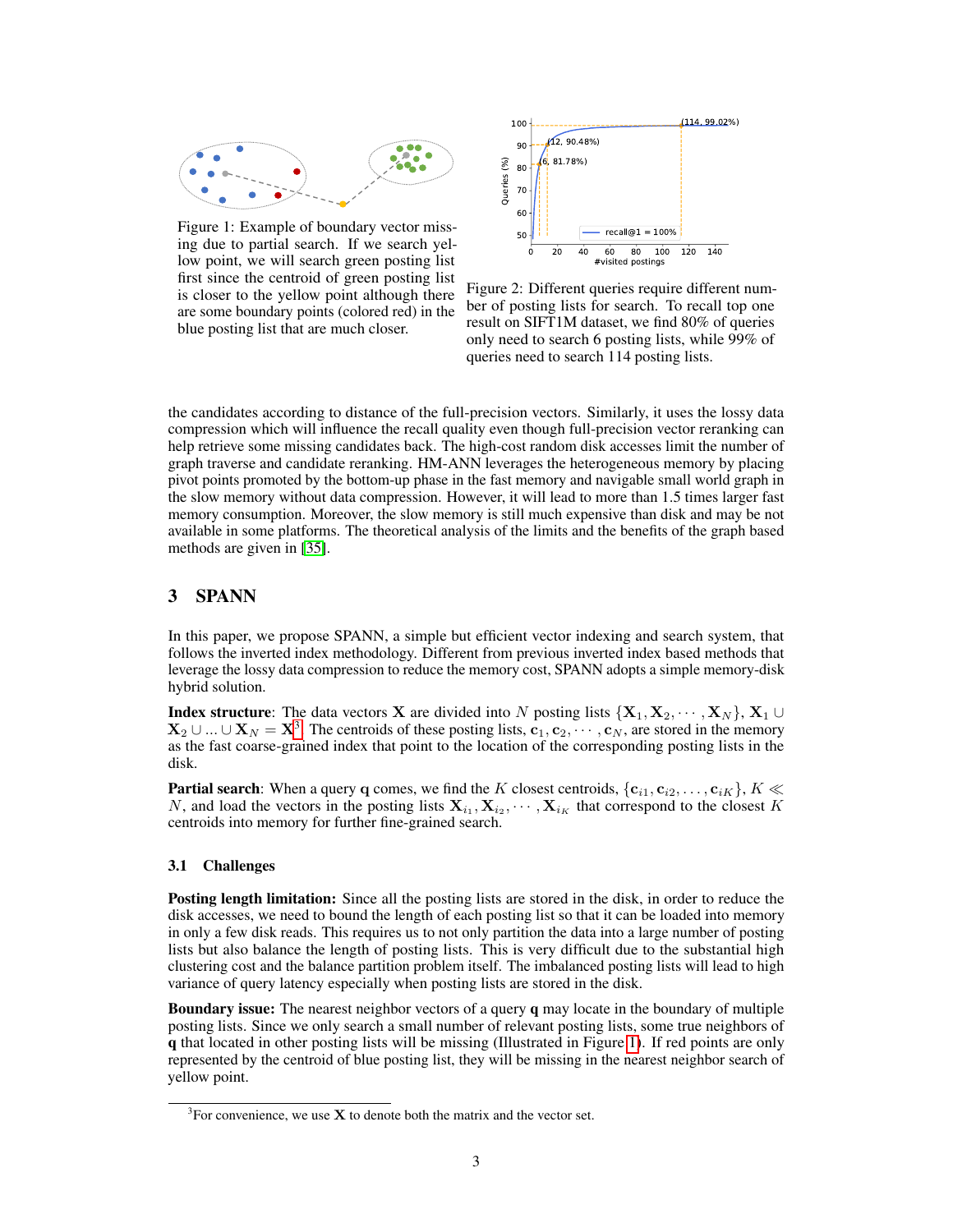Figure 1: Example of boundary vector missing due to partial search. If we search yellow point, we will search green posting list first since the centroid of green posting list is closer to the yellow point although there are some boundary points (colored red) in the blue posting list that are much closer.

Figure 2: Different queries require different number of posting lists for search. To recall top one result on SIFT1M dataset, we find 80% of queries only need to search 6 posting lists, while 99% of queries need to search 114 posting lists.

the candidates according to distance of the full-precision vectors. Similarly, it uses the lossy data compression which will influence the recall quality even though full-precision vector reranking can help retrieve some missing candidates back. The high-cost random disk accesses limit the number of graph traverse and candidate reranking. HM-ANN leverages the heterogeneous memory by placing pivot points promoted by the bottom-up phase in the fast memory and navigable small world graph in the slow memory without data compression. However, it will lead to more than 1.5 times larger fast memory consumption. Moreover, the slow memory is still much expensive than disk and may be not available in some platforms. The theoretical analysis of the limits and the benefits of the graph based methods are given in [35].

# 3 SPANN

In this paper, we propose SPANN, a simple but efficient vector indexing and search system, that follows the inverted index methodology. Different from previous inverted index based methods that leverage the lossy data compression to reduce the memory cost, SPANN adopts a simple memory-disk hybrid solution.

**Index structure**: The data vectors $\mathbf{X}$ are divided into $N$ posting lists $\{\mathbf{X}_1, \mathbf{X}_2, \cdots, \mathbf{X}_N\}$, $\mathbf{X}_1 \cup \mathbf{X}_2 \cup ... \cup \mathbf{X}_N = \mathbf{X}$[3]. The centroids of these posting lists, $\mathbf{c}_1, \mathbf{c}_2, \cdots, \mathbf{c}_N$, are stored in the memory as the fast coarse-grained index that point to the location of the corresponding posting lists in the disk.

**Partial search**: When a query $\mathbf{q}$ comes, we find the $K$ closest centroids, $\{\mathbf{c}_{i1}, \mathbf{c}_{i2}, \ldots, \mathbf{c}_{iK}\}$, $K \ll N$, and load the vectors in the posting lists $\mathbf{X}_{i_1}, \mathbf{X}_{i_2}, \cdots, \mathbf{X}_{i_K}$ that correspond to the closest $K$ centroids into memory for further fine-grained search.

## 3.1 Challenges

**Posting length limitation:** Since all the posting lists are stored in the disk, in order to reduce the disk accesses, we need to bound the length of each posting list so that it can be loaded into memory in only a few disk reads. This requires us to not only partition the data into a large number of posting lists but also balance the length of posting lists. This is very difficult due to the substantial high clustering cost and the balance partition problem itself. The imbalanced posting lists will lead to high variance of query latency especially when posting lists are stored in the disk.

**Boundary issue:** The nearest neighbor vectors of a query $\mathbf{q}$ may locate in the boundary of multiple posting lists. Since we only search a small number of relevant posting lists, some true neighbors of $\mathbf{q}$ that located in other posting lists will be missing (Illustrated in Figure 1). If red points are only represented by the centroid of blue posting list, they will be missing in the nearest neighbor search of yellow point.

[3]For convenience, we use $\mathbf{X}$ to denote both the matrix and the vector set.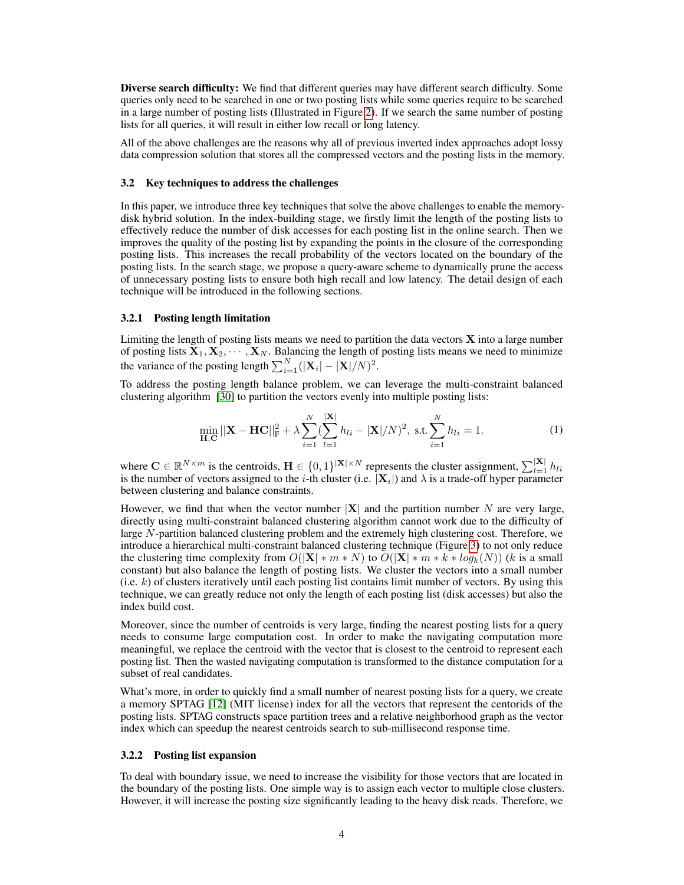**Diverse search difficulty:** We find that different queries may have different search difficulty. Some queries only need to be searched in one or two posting lists while some queries require to be searched in a large number of posting lists (Illustrated in Figure 2). If we search the same number of posting lists for all queries, it will result in either low recall or long latency.

All of the above challenges are the reasons why all of previous inverted index approaches adopt lossy data compression solution that stores all the compressed vectors and the posting lists in the memory.

### 3.2 Key techniques to address the challenges

In this paper, we introduce three key techniques that solve the above challenges to enable the memory-disk hybrid solution. In the index-building stage, we firstly limit the length of the posting lists to effectively reduce the number of disk accesses for each posting list in the online search. Then we improves the quality of the posting list by expanding the points in the closure of the corresponding posting lists. This increases the recall probability of the vectors located on the boundary of the posting lists. In the search stage, we propose a query-aware scheme to dynamically prune the access of unnecessary posting lists to ensure both high recall and low latency. The detail design of each technique will be introduced in the following sections.

#### 3.2.1 Posting length limitation

Limiting the length of posting lists means we need to partition the data vectors $\mathbf{X}$ into a large number of posting lists $\mathbf{X}_1, \mathbf{X}_2, \cdots, \mathbf{X}_N$. Balancing the length of posting lists means we need to minimize the variance of the posting length $\sum_{i=1}^{N}(|\mathbf{X}_i| - |\mathbf{X}|/N)^2$.

To address the posting length balance problem, we can leverage the multi-constraint balanced clustering algorithm [30] to partition the vectors evenly into multiple posting lists:

$$\min_{\mathbf{H},\mathbf{C}} ||\mathbf{X} - \mathbf{H}\mathbf{C}||_{\mathrm{F}}^2 + \lambda \sum_{i=1}^{N}(\sum_{l=1}^{|\mathbf{X}|} h_{li} - |\mathbf{X}|/N)^2, \text{ s.t.} \sum_{i=1}^{N} h_{li} = 1. \tag{1}$$

where $\mathbf{C} \in \mathbb{R}^{N \times m}$ is the centroids, $\mathbf{H} \in \{0,1\}^{|\mathbf{X}| \times N}$ represents the cluster assignment, $\sum_{l=1}^{|\mathbf{X}|} h_{li}$ is the number of vectors assigned to the $i$-th cluster (i.e. $|\mathbf{X}_i|$) and $\lambda$ is a trade-off hyper parameter between clustering and balance constraints.

However, we find that when the vector number $|\mathbf{X}|$ and the partition number $N$ are very large, directly using multi-constraint balanced clustering algorithm cannot work due to the difficulty of large $N$-partition balanced clustering problem and the extremely high clustering cost. Therefore, we introduce a hierarchical multi-constraint balanced clustering technique (Figure 3) to not only reduce the clustering time complexity from $O(|\mathbf{X}| * m * N)$ to $O(|\mathbf{X}| * m * k * log_k(N))$ ($k$ is a small constant) but also balance the length of posting lists. We cluster the vectors into a small number (i.e. $k$) of clusters iteratively until each posting list contains limit number of vectors. By using this technique, we can greatly reduce not only the length of each posting list (disk accesses) but also the index build cost.

Moreover, since the number of centroids is very large, finding the nearest posting lists for a query needs to consume large computation cost. In order to make the navigating computation more meaningful, we replace the centroid with the vector that is closest to the centroid to represent each posting list. Then the wasted navigating computation is transformed to the distance computation for a subset of real candidates.

What's more, in order to quickly find a small number of nearest posting lists for a query, we create a memory SPTAG [12] (MIT license) index for all the vectors that represent the centorids of the posting lists. SPTAG constructs space partition trees and a relative neighborhood graph as the vector index which can speedup the nearest centroids search to sub-millisecond response time.

#### 3.2.2 Posting list expansion

To deal with boundary issue, we need to increase the visibility for those vectors that are located in the boundary of the posting lists. One simple way is to assign each vector to multiple close clusters. However, it will increase the posting size significantly leading to the heavy disk reads. Therefore, we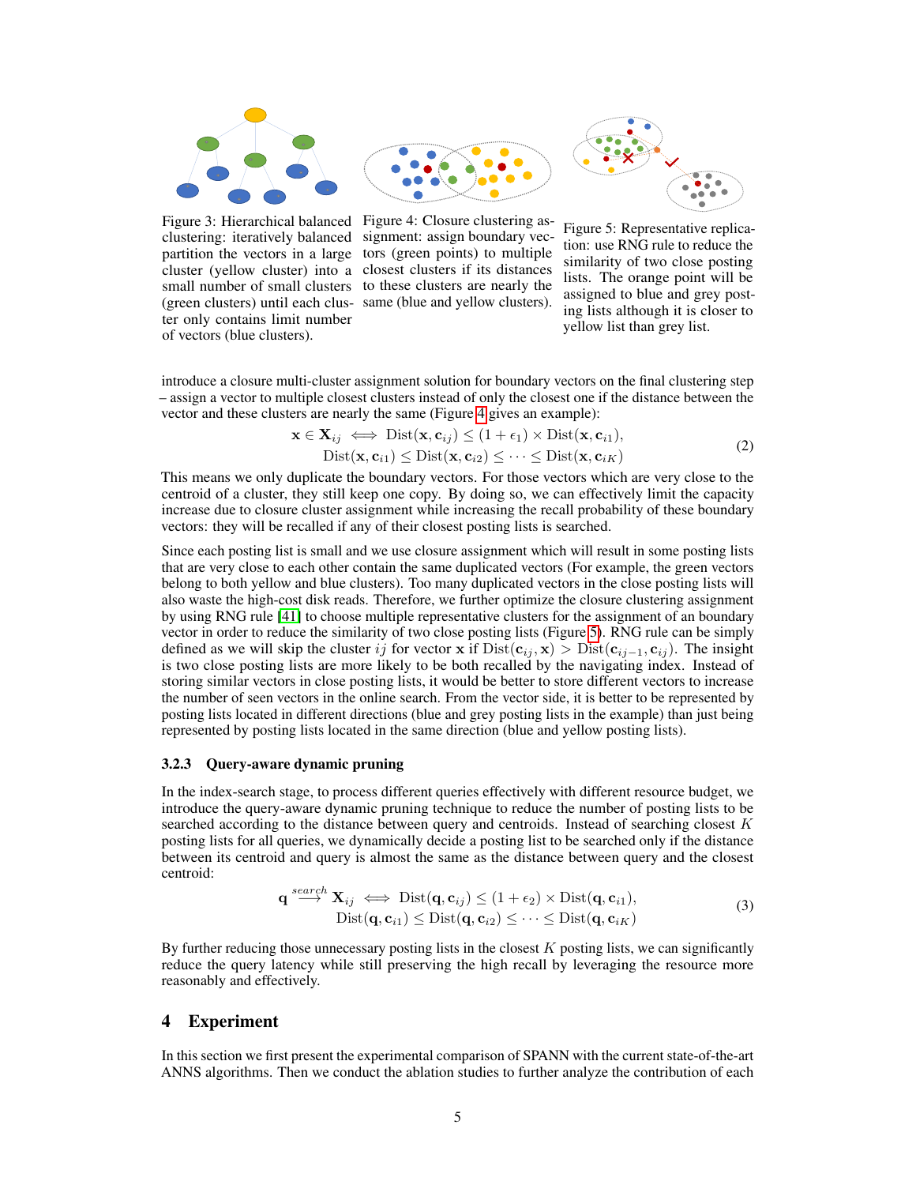Figure 3: Hierarchical balanced clustering: iteratively balanced partition the vectors in a large cluster (yellow cluster) into a small number of small clusters (green clusters) until each cluster only contains limit number of vectors (blue clusters).

Figure 4: Closure clustering assignment: assign boundary vectors (green points) to multiple closest clusters if its distances to these clusters are nearly the same (blue and yellow clusters).

Figure 5: Representative replication: use RNG rule to reduce the similarity of two close posting lists. The orange point will be assigned to blue and grey posting lists although it is closer to yellow list than grey list.

introduce a closure multi-cluster assignment solution for boundary vectors on the final clustering step – assign a vector to multiple closest clusters instead of only the closest one if the distance between the vector and these clusters are nearly the same (Figure 4 gives an example):

$$\mathbf{x} \in \mathbf{X}_{ij} \iff \text{Dist}(\mathbf{x}, \mathbf{c}_{ij}) \leq (1 + \epsilon_1) \times \text{Dist}(\mathbf{x}, \mathbf{c}_{i1}), \\ \text{Dist}(\mathbf{x}, \mathbf{c}_{i1}) \leq \text{Dist}(\mathbf{x}, \mathbf{c}_{i2}) \leq \cdots \leq \text{Dist}(\mathbf{x}, \mathbf{c}_{iK}) \tag{2}$$

This means we only duplicate the boundary vectors. For those vectors which are very close to the centroid of a cluster, they still keep one copy. By doing so, we can effectively limit the capacity increase due to closure cluster assignment while increasing the recall probability of these boundary vectors: they will be recalled if any of their closest posting lists is searched.

Since each posting list is small and we use closure assignment which will result in some posting lists that are very close to each other contain the same duplicated vectors (For example, the green vectors belong to both yellow and blue clusters). Too many duplicated vectors in the close posting lists will also waste the high-cost disk reads. Therefore, we further optimize the closure clustering assignment by using RNG rule [41] to choose multiple representative clusters for the assignment of an boundary vector in order to reduce the similarity of two close posting lists (Figure 5). RNG rule can be simply defined as we will skip the cluster $ij$ for vector $\mathbf{x}$ if $\text{Dist}(\mathbf{c}_{ij}, \mathbf{x}) > \text{Dist}(\mathbf{c}_{ij-1}, \mathbf{c}_{ij})$. The insight is two close posting lists are more likely to be both recalled by the navigating index. Instead of storing similar vectors in close posting lists, it would be better to store different vectors to increase the number of seen vectors in the online search. From the vector side, it is better to be represented by posting lists located in different directions (blue and grey posting lists in the example) than just being represented by posting lists located in the same direction (blue and yellow posting lists).

### 3.2.3 Query-aware dynamic pruning

In the index-search stage, to process different queries effectively with different resource budget, we introduce the query-aware dynamic pruning technique to reduce the number of posting lists to be searched according to the distance between query and centroids. Instead of searching closest $K$ posting lists for all queries, we dynamically decide a posting list to be searched only if the distance between its centroid and query is almost the same as the distance between query and the closest centroid:

$$\mathbf{q} \overset{search}{\longrightarrow} \mathbf{X}_{ij} \iff \text{Dist}(\mathbf{q}, \mathbf{c}_{ij}) \leq (1 + \epsilon_2) \times \text{Dist}(\mathbf{q}, \mathbf{c}_{i1}), \\ \text{Dist}(\mathbf{q}, \mathbf{c}_{i1}) \leq \text{Dist}(\mathbf{q}, \mathbf{c}_{i2}) \leq \cdots \leq \text{Dist}(\mathbf{q}, \mathbf{c}_{iK}) \tag{3}$$

By further reducing those unnecessary posting lists in the closest $K$ posting lists, we can significantly reduce the query latency while still preserving the high recall by leveraging the resource more reasonably and effectively.

## 4 Experiment

In this section we first present the experimental comparison of SPANN with the current state-of-the-art ANNS algorithms. Then we conduct the ablation studies to further analyze the contribution of each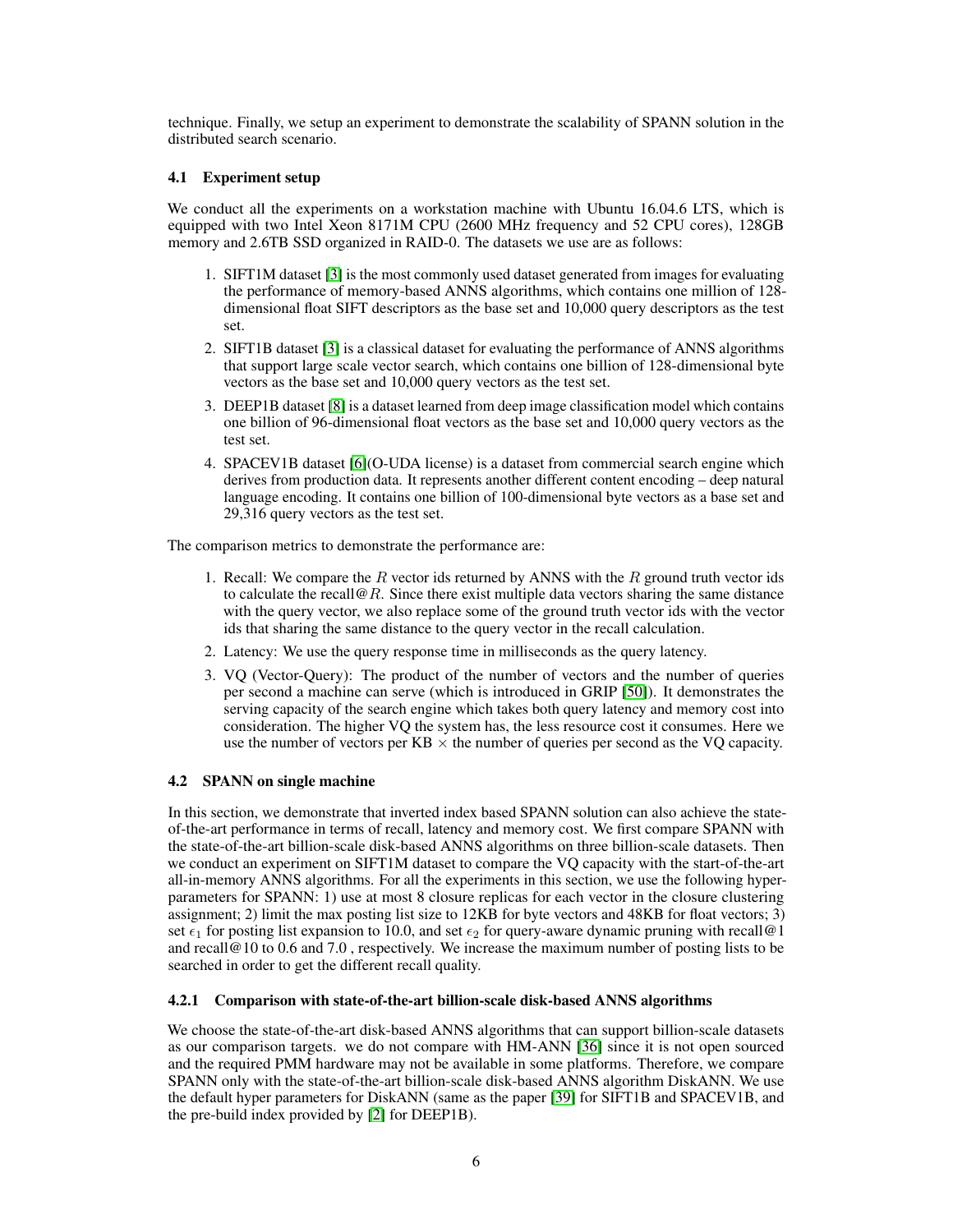technique. Finally, we setup an experiment to demonstrate the scalability of SPANN solution in the distributed search scenario.

### 4.1 Experiment setup

We conduct all the experiments on a workstation machine with Ubuntu 16.04.6 LTS, which is equipped with two Intel Xeon 8171M CPU (2600 MHz frequency and 52 CPU cores), 128GB memory and 2.6TB SSD organized in RAID-0. The datasets we use are as follows:

1. SIFT1M dataset [3] is the most commonly used dataset generated from images for evaluating the performance of memory-based ANNS algorithms, which contains one million of 128-dimensional float SIFT descriptors as the base set and 10,000 query descriptors as the test set.
2. SIFT1B dataset [3] is a classical dataset for evaluating the performance of ANNS algorithms that support large scale vector search, which contains one billion of 128-dimensional byte vectors as the base set and 10,000 query vectors as the test set.
3. DEEP1B dataset [8] is a dataset learned from deep image classification model which contains one billion of 96-dimensional float vectors as the base set and 10,000 query vectors as the test set.
4. SPACEV1B dataset [6](O-UDA license) is a dataset from commercial search engine which derives from production data. It represents another different content encoding – deep natural language encoding. It contains one billion of 100-dimensional byte vectors as a base set and 29,316 query vectors as the test set.

The comparison metrics to demonstrate the performance are:

1. Recall: We compare the $R$ vector ids returned by ANNS with the $R$ ground truth vector ids to calculate the recall@$R$. Since there exist multiple data vectors sharing the same distance with the query vector, we also replace some of the ground truth vector ids with the vector ids that sharing the same distance to the query vector in the recall calculation.
2. Latency: We use the query response time in milliseconds as the query latency.
3. VQ (Vector-Query): The product of the number of vectors and the number of queries per second a machine can serve (which is introduced in GRIP [50]). It demonstrates the serving capacity of the search engine which takes both query latency and memory cost into consideration. The higher VQ the system has, the less resource cost it consumes. Here we use the number of vectors per KB $\times$ the number of queries per second as the VQ capacity.

### 4.2 SPANN on single machine

In this section, we demonstrate that inverted index based SPANN solution can also achieve the state-of-the-art performance in terms of recall, latency and memory cost. We first compare SPANN with the state-of-the-art billion-scale disk-based ANNS algorithms on three billion-scale datasets. Then we conduct an experiment on SIFT1M dataset to compare the VQ capacity with the start-of-the-art all-in-memory ANNS algorithms. For all the experiments in this section, we use the following hyper-parameters for SPANN: 1) use at most 8 closure replicas for each vector in the closure clustering assignment; 2) limit the max posting list size to 12KB for byte vectors and 48KB for float vectors; 3) set $\epsilon_1$ for posting list expansion to 10.0, and set $\epsilon_2$ for query-aware dynamic pruning with recall@1 and recall@10 to 0.6 and 7.0 , respectively. We increase the maximum number of posting lists to be searched in order to get the different recall quality.

#### 4.2.1 Comparison with state-of-the-art billion-scale disk-based ANNS algorithms

We choose the state-of-the-art disk-based ANNS algorithms that can support billion-scale datasets as our comparison targets. we do not compare with HM-ANN [36] since it is not open sourced and the required PMM hardware may not be available in some platforms. Therefore, we compare SPANN only with the state-of-the-art billion-scale disk-based ANNS algorithm DiskANN. We use the default hyper parameters for DiskANN (same as the paper [39] for SIFT1B and SPACEV1B, and the pre-build index provided by [2] for DEEP1B).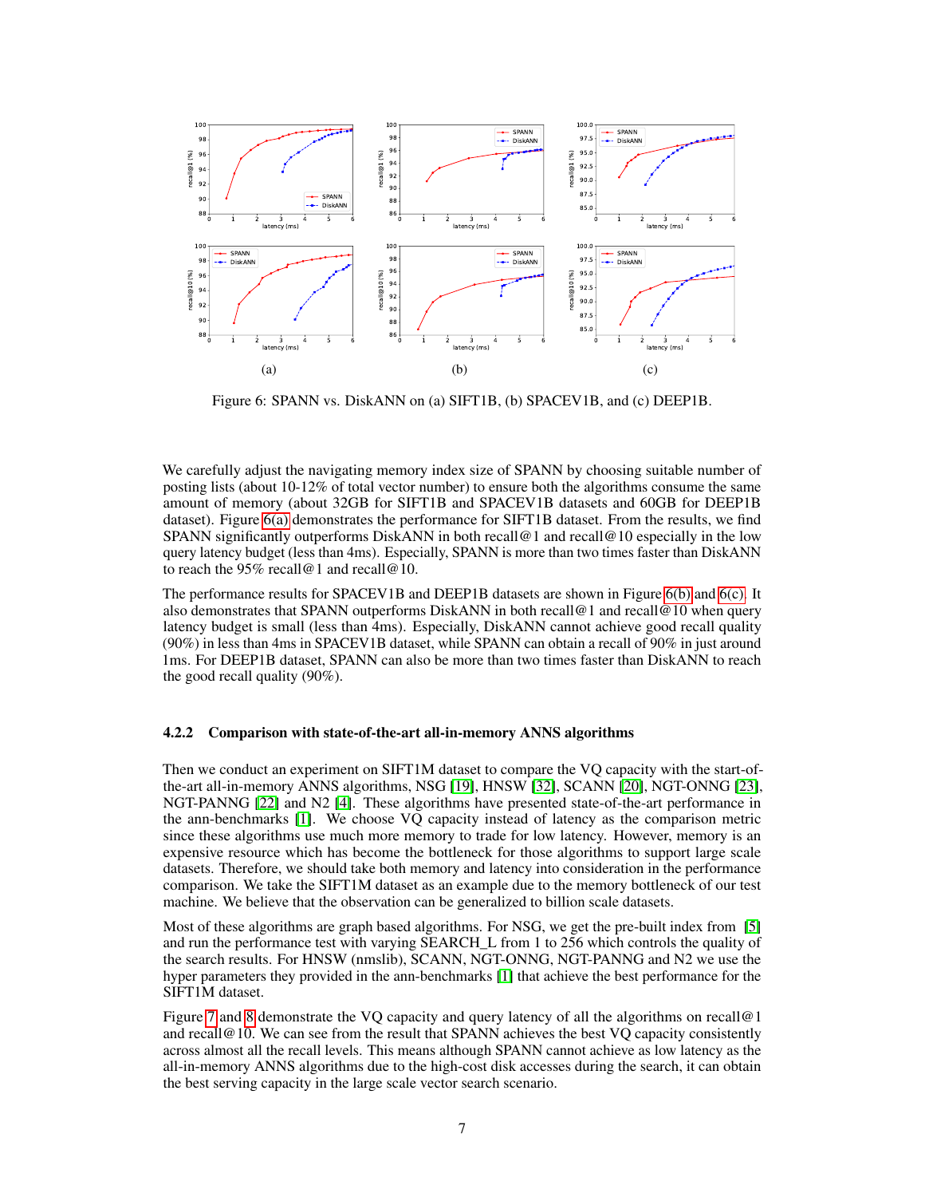Figure 6: SPANN vs. DiskANN on (a) SIFT1B, (b) SPACEV1B, and (c) DEEP1B.

We carefully adjust the navigating memory index size of SPANN by choosing suitable number of posting lists (about 10-12% of total vector number) to ensure both the algorithms consume the same amount of memory (about 32GB for SIFT1B and SPACEV1B datasets and 60GB for DEEP1B dataset). Figure 6(a) demonstrates the performance for SIFT1B dataset. From the results, we find SPANN significantly outperforms DiskANN in both recall@1 and recall@10 especially in the low query latency budget (less than 4ms). Especially, SPANN is more than two times faster than DiskANN to reach the 95% recall@1 and recall@10.

The performance results for SPACEV1B and DEEP1B datasets are shown in Figure 6(b) and 6(c). It also demonstrates that SPANN outperforms DiskANN in both recall@1 and recall@10 when query latency budget is small (less than 4ms). Especially, DiskANN cannot achieve good recall quality (90%) in less than 4ms in SPACEV1B dataset, while SPANN can obtain a recall of 90% in just around 1ms. For DEEP1B dataset, SPANN can also be more than two times faster than DiskANN to reach the good recall quality (90%).

#### 4.2.2 Comparison with state-of-the-art all-in-memory ANNS algorithms

Then we conduct an experiment on SIFT1M dataset to compare the VQ capacity with the start-of-the-art all-in-memory ANNS algorithms, NSG [19], HNSW [32], SCANN [20], NGT-ONNG [23], NGT-PANNG [22] and N2 [4]. These algorithms have presented state-of-the-art performance in the ann-benchmarks [1]. We choose VQ capacity instead of latency as the comparison metric since these algorithms use much more memory to trade for low latency. However, memory is an expensive resource which has become the bottleneck for those algorithms to support large scale datasets. Therefore, we should take both memory and latency into consideration in the performance comparison. We take the SIFT1M dataset as an example due to the memory bottleneck of our test machine. We believe that the observation can be generalized to billion scale datasets.

Most of these algorithms are graph based algorithms. For NSG, we get the pre-built index from [5] and run the performance test with varying SEARCH_L from 1 to 256 which controls the quality of the search results. For HNSW (nmslib), SCANN, NGT-ONNG, NGT-PANNG and N2 we use the hyper parameters they provided in the ann-benchmarks [1] that achieve the best performance for the SIFT1M dataset.

Figure 7 and 8 demonstrate the VQ capacity and query latency of all the algorithms on recall@1 and recall@10. We can see from the result that SPANN achieves the best VQ capacity consistently across almost all the recall levels. This means although SPANN cannot achieve as low latency as the all-in-memory ANNS algorithms due to the high-cost disk accesses during the search, it can obtain the best serving capacity in the large scale vector search scenario.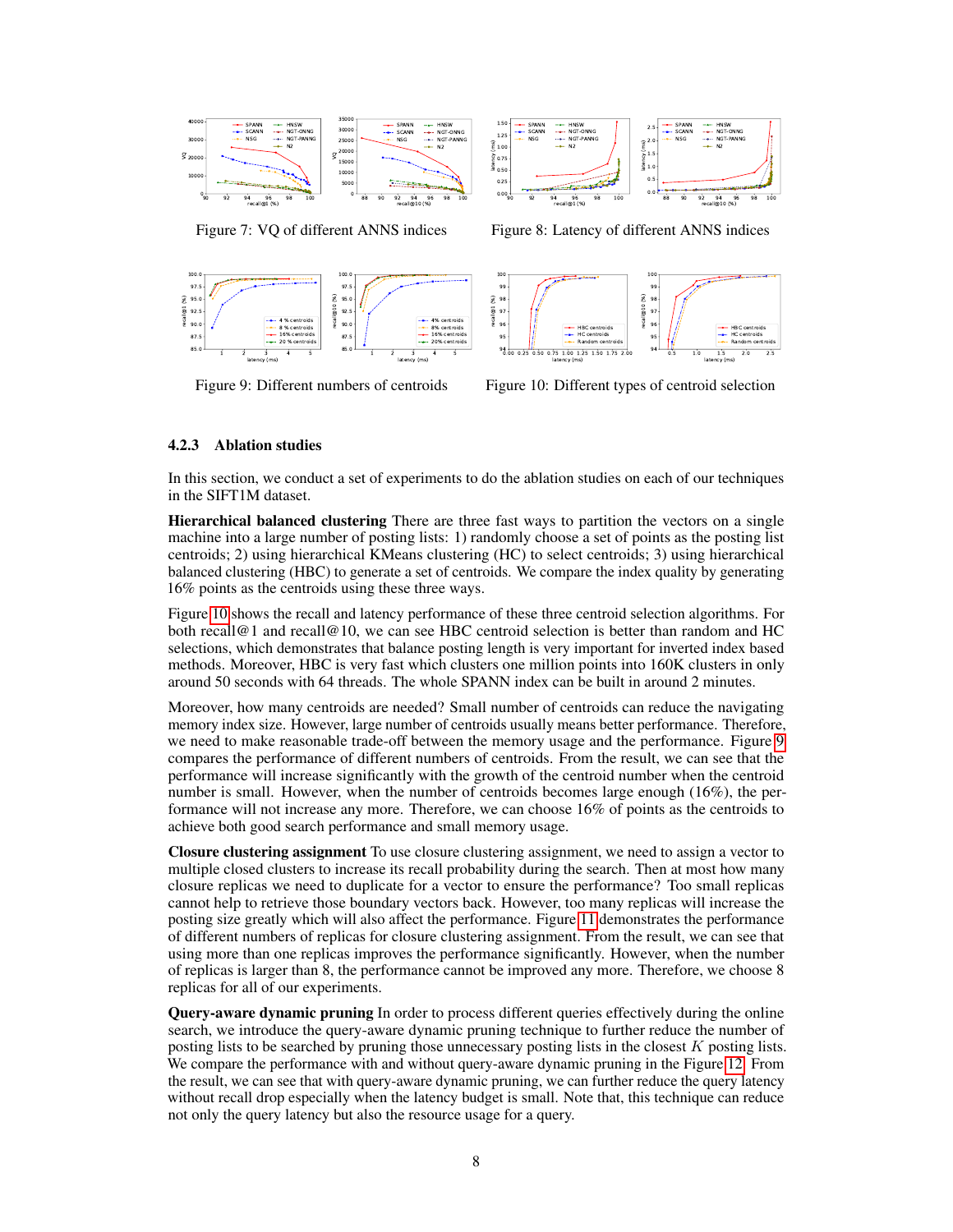Figure 7: VQ of different ANNS indices

Figure 8: Latency of different ANNS indices

Figure 9: Different numbers of centroids

Figure 10: Different types of centroid selection

#### 4.2.3 Ablation studies

In this section, we conduct a set of experiments to do the ablation studies on each of our techniques in the SIFT1M dataset.

**Hierarchical balanced clustering** There are three fast ways to partition the vectors on a single machine into a large number of posting lists: 1) randomly choose a set of points as the posting list centroids; 2) using hierarchical KMeans clustering (HC) to select centroids; 3) using hierarchical balanced clustering (HBC) to generate a set of centroids. We compare the index quality by generating 16% points as the centroids using these three ways.

Figure 10 shows the recall and latency performance of these three centroid selection algorithms. For both recall@1 and recall@10, we can see HBC centroid selection is better than random and HC selections, which demonstrates that balance posting length is very important for inverted index based methods. Moreover, HBC is very fast which clusters one million points into 160K clusters in only around 50 seconds with 64 threads. The whole SPANN index can be built in around 2 minutes.

Moreover, how many centroids are needed? Small number of centroids can reduce the navigating memory index size. However, large number of centroids usually means better performance. Therefore, we need to make reasonable trade-off between the memory usage and the performance. Figure 9 compares the performance of different numbers of centroids. From the result, we can see that the performance will increase significantly with the growth of the centroid number when the centroid number is small. However, when the number of centroids becomes large enough (16%), the performance will not increase any more. Therefore, we can choose 16% of points as the centroids to achieve both good search performance and small memory usage.

**Closure clustering assignment** To use closure clustering assignment, we need to assign a vector to multiple closed clusters to increase its recall probability during the search. Then at most how many closure replicas we need to duplicate for a vector to ensure the performance? Too small replicas cannot help to retrieve those boundary vectors back. However, too many replicas will increase the posting size greatly which will also affect the performance. Figure 11 demonstrates the performance of different numbers of replicas for closure clustering assignment. From the result, we can see that using more than one replicas improves the performance significantly. However, when the number of replicas is larger than 8, the performance cannot be improved any more. Therefore, we choose 8 replicas for all of our experiments.

**Query-aware dynamic pruning** In order to process different queries effectively during the online search, we introduce the query-aware dynamic pruning technique to further reduce the number of posting lists to be searched by pruning those unnecessary posting lists in the closest $K$ posting lists. We compare the performance with and without query-aware dynamic pruning in the Figure 12. From the result, we can see that with query-aware dynamic pruning, we can further reduce the query latency without recall drop especially when the latency budget is small. Note that, this technique can reduce not only the query latency but also the resource usage for a query.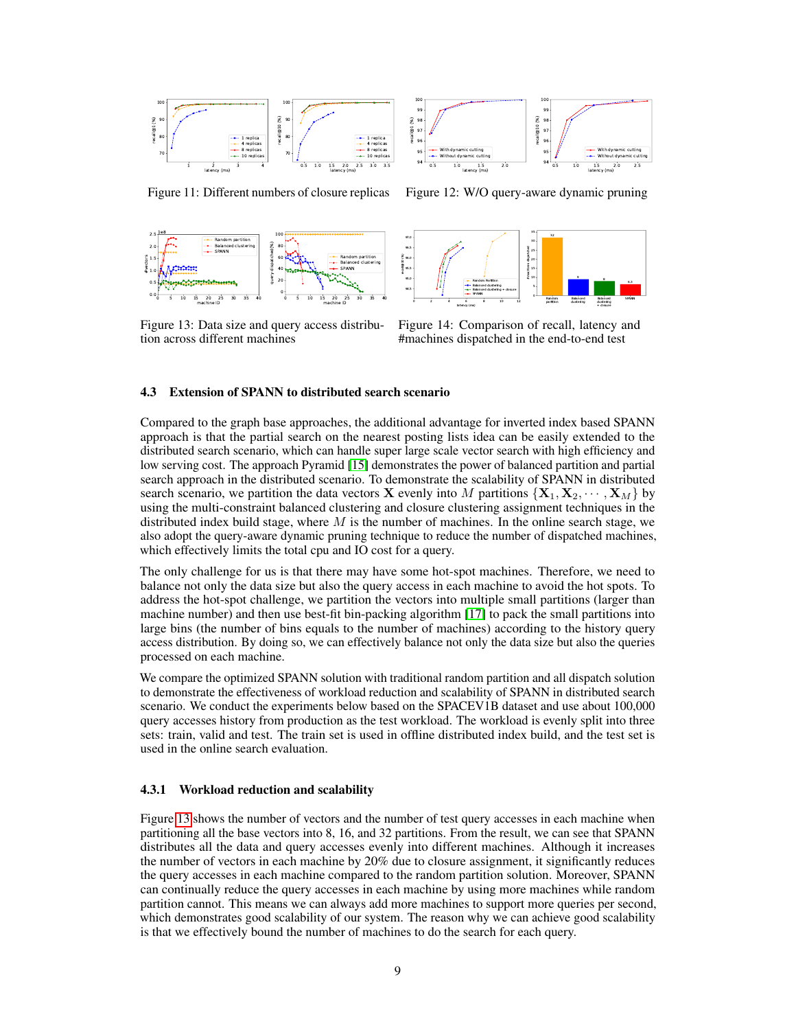Figure 11: Different numbers of closure replicas

Figure 12: W/O query-aware dynamic pruning

Figure 13: Data size and query access distribution across different machines

Figure 14: Comparison of recall, latency and #machines dispatched in the end-to-end test

### 4.3 Extension of SPANN to distributed search scenario

Compared to the graph base approaches, the additional advantage for inverted index based SPANN approach is that the partial search on the nearest posting lists idea can be easily extended to the distributed search scenario, which can handle super large scale vector search with high efficiency and low serving cost. The approach Pyramid [15] demonstrates the power of balanced partition and partial search approach in the distributed scenario. To demonstrate the scalability of SPANN in distributed search scenario, we partition the data vectors $\mathbf{X}$ evenly into $M$ partitions $\{\mathbf{X}_1, \mathbf{X}_2, \cdots, \mathbf{X}_M\}$ by using the multi-constraint balanced clustering and closure clustering assignment techniques in the distributed index build stage, where $M$ is the number of machines. In the online search stage, we also adopt the query-aware dynamic pruning technique to reduce the number of dispatched machines, which effectively limits the total cpu and IO cost for a query.

The only challenge for us is that there may have some hot-spot machines. Therefore, we need to balance not only the data size but also the query access in each machine to avoid the hot spots. To address the hot-spot challenge, we partition the vectors into multiple small partitions (larger than machine number) and then use best-fit bin-packing algorithm [17] to pack the small partitions into large bins (the number of bins equals to the number of machines) according to the history query access distribution. By doing so, we can effectively balance not only the data size but also the queries processed on each machine.

We compare the optimized SPANN solution with traditional random partition and all dispatch solution to demonstrate the effectiveness of workload reduction and scalability of SPANN in distributed search scenario. We conduct the experiments below based on the SPACEV1B dataset and use about 100,000 query accesses history from production as the test workload. The workload is evenly split into three sets: train, valid and test. The train set is used in offline distributed index build, and the test set is used in the online search evaluation.

#### 4.3.1 Workload reduction and scalability

Figure 13 shows the number of vectors and the number of test query accesses in each machine when partitioning all the base vectors into 8, 16, and 32 partitions. From the result, we can see that SPANN distributes all the data and query accesses evenly into different machines. Although it increases the number of vectors in each machine by 20% due to closure assignment, it significantly reduces the query accesses in each machine compared to the random partition solution. Moreover, SPANN can continually reduce the query accesses in each machine by using more machines while random partition cannot. This means we can always add more machines to support more queries per second, which demonstrates good scalability of our system. The reason why we can achieve good scalability is that we effectively bound the number of machines to do the search for each query.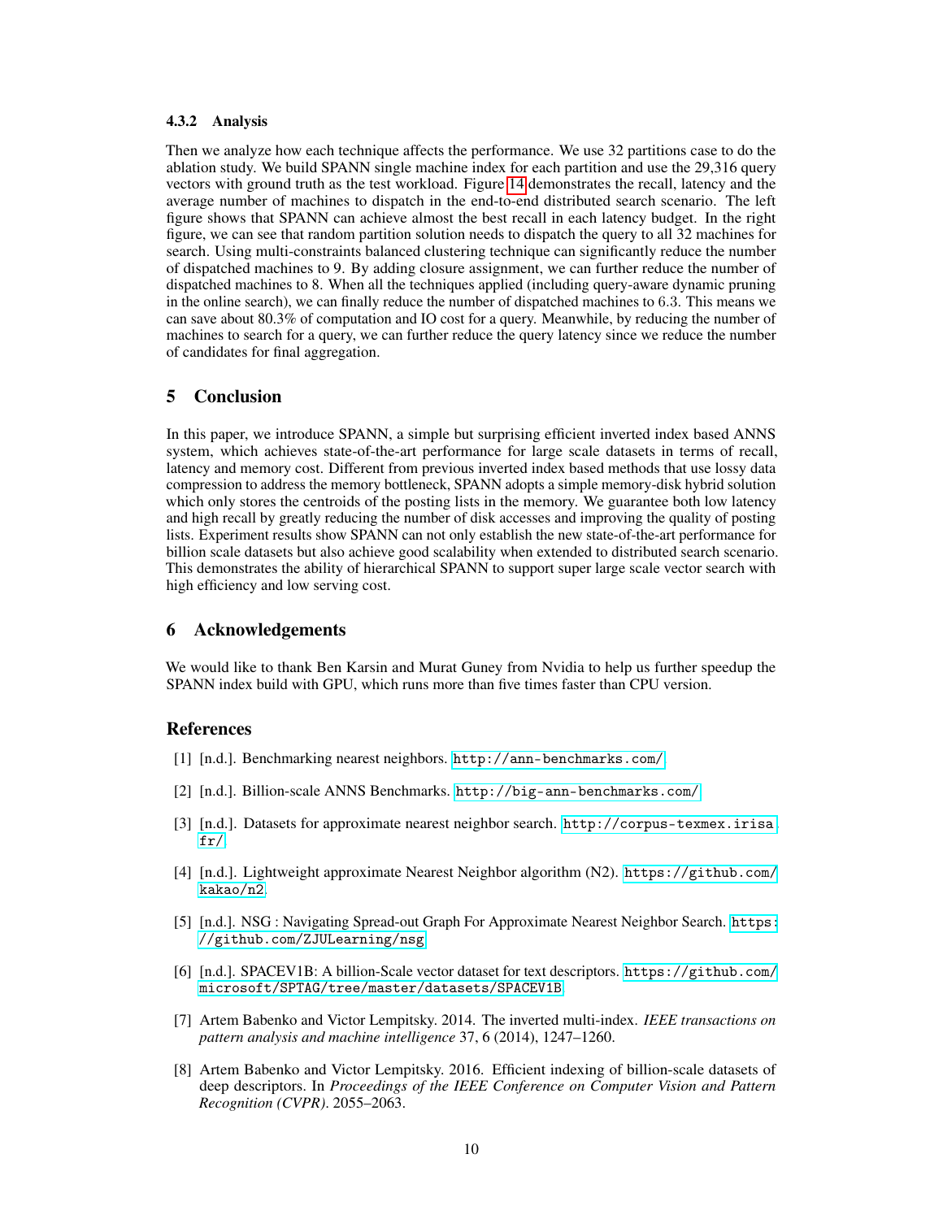#### 4.3.2 Analysis

Then we analyze how each technique affects the performance. We use 32 partitions case to do the ablation study. We build SPANN single machine index for each partition and use the 29,316 query vectors with ground truth as the test workload. Figure 14 demonstrates the recall, latency and the average number of machines to dispatch in the end-to-end distributed search scenario. The left figure shows that SPANN can achieve almost the best recall in each latency budget. In the right figure, we can see that random partition solution needs to dispatch the query to all 32 machines for search. Using multi-constraints balanced clustering technique can significantly reduce the number of dispatched machines to 9. By adding closure assignment, we can further reduce the number of dispatched machines to 8. When all the techniques applied (including query-aware dynamic pruning in the online search), we can finally reduce the number of dispatched machines to 6.3. This means we can save about 80.3% of computation and IO cost for a query. Meanwhile, by reducing the number of machines to search for a query, we can further reduce the query latency since we reduce the number of candidates for final aggregation.

## 5 Conclusion

In this paper, we introduce SPANN, a simple but surprising efficient inverted index based ANNS system, which achieves state-of-the-art performance for large scale datasets in terms of recall, latency and memory cost. Different from previous inverted index based methods that use lossy data compression to address the memory bottleneck, SPANN adopts a simple memory-disk hybrid solution which only stores the centroids of the posting lists in the memory. We guarantee both low latency and high recall by greatly reducing the number of disk accesses and improving the quality of posting lists. Experiment results show SPANN can not only establish the new state-of-the-art performance for billion scale datasets but also achieve good scalability when extended to distributed search scenario. This demonstrates the ability of hierarchical SPANN to support super large scale vector search with high efficiency and low serving cost.

## 6 Acknowledgements

We would like to thank Ben Karsin and Murat Guney from Nvidia to help us further speedup the SPANN index build with GPU, which runs more than five times faster than CPU version.

## References

[1] [n.d.]. Benchmarking nearest neighbors. http://ann-benchmarks.com/

[2] [n.d.]. Billion-scale ANNS Benchmarks. http://big-ann-benchmarks.com/

[3] [n.d.]. Datasets for approximate nearest neighbor search. http://corpus-texmex.irisa.fr/

[4] [n.d.]. Lightweight approximate Nearest Neighbor algorithm (N2). https://github.com/kakao/n2.

[5] [n.d.]. NSG : Navigating Spread-out Graph For Approximate Nearest Neighbor Search. https://github.com/ZJULearning/nsg

[6] [n.d.]. SPACEV1B: A billion-Scale vector dataset for text descriptors. https://github.com/microsoft/SPTAG/tree/master/datasets/SPACEV1B

[7] Artem Babenko and Victor Lempitsky. 2014. The inverted multi-index. *IEEE transactions on pattern analysis and machine intelligence* 37, 6 (2014), 1247–1260.

[8] Artem Babenko and Victor Lempitsky. 2016. Efficient indexing of billion-scale datasets of deep descriptors. In *Proceedings of the IEEE Conference on Computer Vision and Pattern Recognition (CVPR)*. 2055–2063.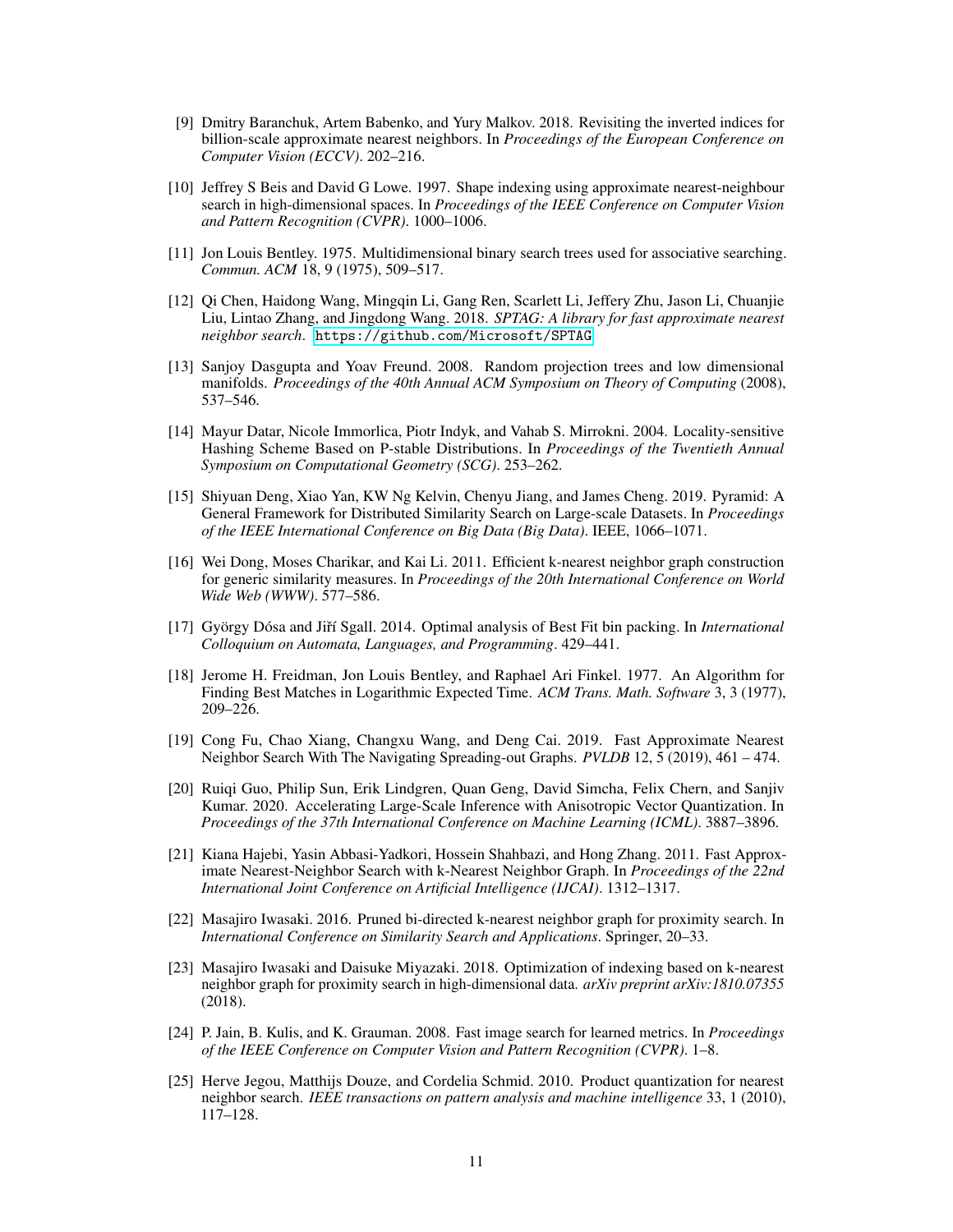[9] Dmitry Baranchuk, Artem Babenko, and Yury Malkov. 2018. Revisiting the inverted indices for billion-scale approximate nearest neighbors. In *Proceedings of the European Conference on Computer Vision (ECCV)*. 202–216.

[10] Jeffrey S Beis and David G Lowe. 1997. Shape indexing using approximate nearest-neighbour search in high-dimensional spaces. In *Proceedings of the IEEE Conference on Computer Vision and Pattern Recognition (CVPR)*. 1000–1006.

[11] Jon Louis Bentley. 1975. Multidimensional binary search trees used for associative searching. *Commun. ACM* 18, 9 (1975), 509–517.

[12] Qi Chen, Haidong Wang, Mingqin Li, Gang Ren, Scarlett Li, Jeffery Zhu, Jason Li, Chuanjie Liu, Lintao Zhang, and Jingdong Wang. 2018. *SPTAG: A library for fast approximate nearest neighbor search*. https://github.com/Microsoft/SPTAG

[13] Sanjoy Dasgupta and Yoav Freund. 2008. Random projection trees and low dimensional manifolds. *Proceedings of the 40th Annual ACM Symposium on Theory of Computing* (2008), 537–546.

[14] Mayur Datar, Nicole Immorlica, Piotr Indyk, and Vahab S. Mirrokni. 2004. Locality-sensitive Hashing Scheme Based on P-stable Distributions. In *Proceedings of the Twentieth Annual Symposium on Computational Geometry (SCG)*. 253–262.

[15] Shiyuan Deng, Xiao Yan, KW Ng Kelvin, Chenyu Jiang, and James Cheng. 2019. Pyramid: A General Framework for Distributed Similarity Search on Large-scale Datasets. In *Proceedings of the IEEE International Conference on Big Data (Big Data)*. IEEE, 1066–1071.

[16] Wei Dong, Moses Charikar, and Kai Li. 2011. Efficient k-nearest neighbor graph construction for generic similarity measures. In *Proceedings of the 20th International Conference on World Wide Web (WWW)*. 577–586.

[17] György Dósa and Jiří Sgall. 2014. Optimal analysis of Best Fit bin packing. In *International Colloquium on Automata, Languages, and Programming*. 429–441.

[18] Jerome H. Freidman, Jon Louis Bentley, and Raphael Ari Finkel. 1977. An Algorithm for Finding Best Matches in Logarithmic Expected Time. *ACM Trans. Math. Software* 3, 3 (1977), 209–226.

[19] Cong Fu, Chao Xiang, Changxu Wang, and Deng Cai. 2019. Fast Approximate Nearest Neighbor Search With The Navigating Spreading-out Graphs. *PVLDB* 12, 5 (2019), 461 – 474.

[20] Ruiqi Guo, Philip Sun, Erik Lindgren, Quan Geng, David Simcha, Felix Chern, and Sanjiv Kumar. 2020. Accelerating Large-Scale Inference with Anisotropic Vector Quantization. In *Proceedings of the 37th International Conference on Machine Learning (ICML)*. 3887–3896.

[21] Kiana Hajebi, Yasin Abbasi-Yadkori, Hossein Shahbazi, and Hong Zhang. 2011. Fast Approximate Nearest-Neighbor Search with k-Nearest Neighbor Graph. In *Proceedings of the 22nd International Joint Conference on Artificial Intelligence (IJCAI)*. 1312–1317.

[22] Masajiro Iwasaki. 2016. Pruned bi-directed k-nearest neighbor graph for proximity search. In *International Conference on Similarity Search and Applications*. Springer, 20–33.

[23] Masajiro Iwasaki and Daisuke Miyazaki. 2018. Optimization of indexing based on k-nearest neighbor graph for proximity search in high-dimensional data. *arXiv preprint arXiv:1810.07355* (2018).

[24] P. Jain, B. Kulis, and K. Grauman. 2008. Fast image search for learned metrics. In *Proceedings of the IEEE Conference on Computer Vision and Pattern Recognition (CVPR)*. 1–8.

[25] Herve Jegou, Matthijs Douze, and Cordelia Schmid. 2010. Product quantization for nearest neighbor search. *IEEE transactions on pattern analysis and machine intelligence* 33, 1 (2010), 117–128.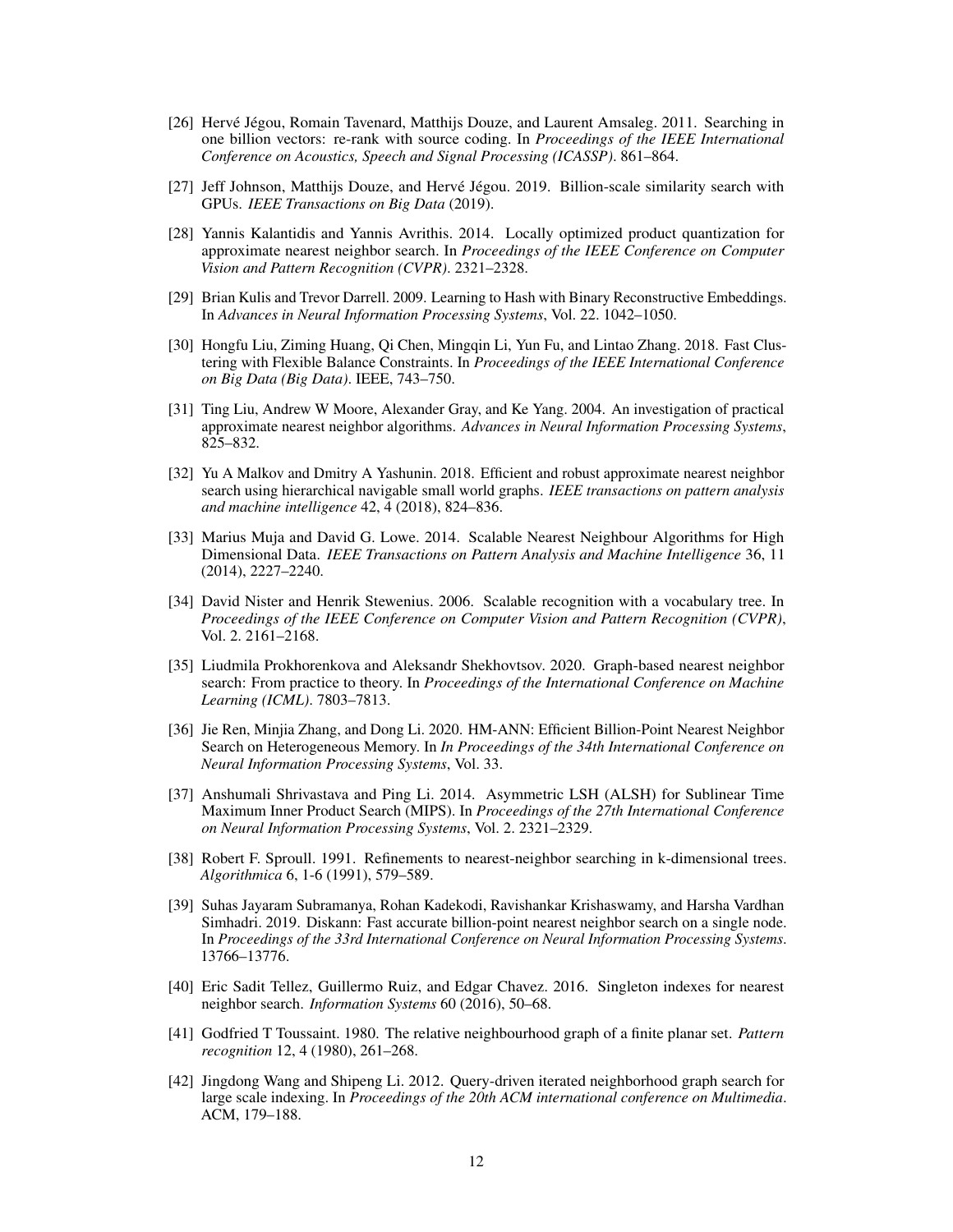[26] Hervé Jégou, Romain Tavenard, Matthijs Douze, and Laurent Amsaleg. 2011. Searching in one billion vectors: re-rank with source coding. In *Proceedings of the IEEE International Conference on Acoustics, Speech and Signal Processing (ICASSP)*. 861–864.

[27] Jeff Johnson, Matthijs Douze, and Hervé Jégou. 2019. Billion-scale similarity search with GPUs. *IEEE Transactions on Big Data* (2019).

[28] Yannis Kalantidis and Yannis Avrithis. 2014. Locally optimized product quantization for approximate nearest neighbor search. In *Proceedings of the IEEE Conference on Computer Vision and Pattern Recognition (CVPR)*. 2321–2328.

[29] Brian Kulis and Trevor Darrell. 2009. Learning to Hash with Binary Reconstructive Embeddings. In *Advances in Neural Information Processing Systems*, Vol. 22. 1042–1050.

[30] Hongfu Liu, Ziming Huang, Qi Chen, Mingqin Li, Yun Fu, and Lintao Zhang. 2018. Fast Clustering with Flexible Balance Constraints. In *Proceedings of the IEEE International Conference on Big Data (Big Data)*. IEEE, 743–750.

[31] Ting Liu, Andrew W Moore, Alexander Gray, and Ke Yang. 2004. An investigation of practical approximate nearest neighbor algorithms. *Advances in Neural Information Processing Systems*, 825–832.

[32] Yu A Malkov and Dmitry A Yashunin. 2018. Efficient and robust approximate nearest neighbor search using hierarchical navigable small world graphs. *IEEE transactions on pattern analysis and machine intelligence* 42, 4 (2018), 824–836.

[33] Marius Muja and David G. Lowe. 2014. Scalable Nearest Neighbour Algorithms for High Dimensional Data. *IEEE Transactions on Pattern Analysis and Machine Intelligence* 36, 11 (2014), 2227–2240.

[34] David Nister and Henrik Stewenius. 2006. Scalable recognition with a vocabulary tree. In *Proceedings of the IEEE Conference on Computer Vision and Pattern Recognition (CVPR)*, Vol. 2. 2161–2168.

[35] Liudmila Prokhorenkova and Aleksandr Shekhovtsov. 2020. Graph-based nearest neighbor search: From practice to theory. In *Proceedings of the International Conference on Machine Learning (ICML)*. 7803–7813.

[36] Jie Ren, Minjia Zhang, and Dong Li. 2020. HM-ANN: Efficient Billion-Point Nearest Neighbor Search on Heterogeneous Memory. In *In Proceedings of the 34th International Conference on Neural Information Processing Systems*, Vol. 33.

[37] Anshumali Shrivastava and Ping Li. 2014. Asymmetric LSH (ALSH) for Sublinear Time Maximum Inner Product Search (MIPS). In *Proceedings of the 27th International Conference on Neural Information Processing Systems*, Vol. 2. 2321–2329.

[38] Robert F. Sproull. 1991. Refinements to nearest-neighbor searching in k-dimensional trees. *Algorithmica* 6, 1-6 (1991), 579–589.

[39] Suhas Jayaram Subramanya, Rohan Kadekodi, Ravishankar Krishaswamy, and Harsha Vardhan Simhadri. 2019. Diskann: Fast accurate billion-point nearest neighbor search on a single node. In *Proceedings of the 33rd International Conference on Neural Information Processing Systems*. 13766–13776.

[40] Eric Sadit Tellez, Guillermo Ruiz, and Edgar Chavez. 2016. Singleton indexes for nearest neighbor search. *Information Systems* 60 (2016), 50–68.

[41] Godfried T Toussaint. 1980. The relative neighbourhood graph of a finite planar set. *Pattern recognition* 12, 4 (1980), 261–268.

[42] Jingdong Wang and Shipeng Li. 2012. Query-driven iterated neighborhood graph search for large scale indexing. In *Proceedings of the 20th ACM international conference on Multimedia*. ACM, 179–188.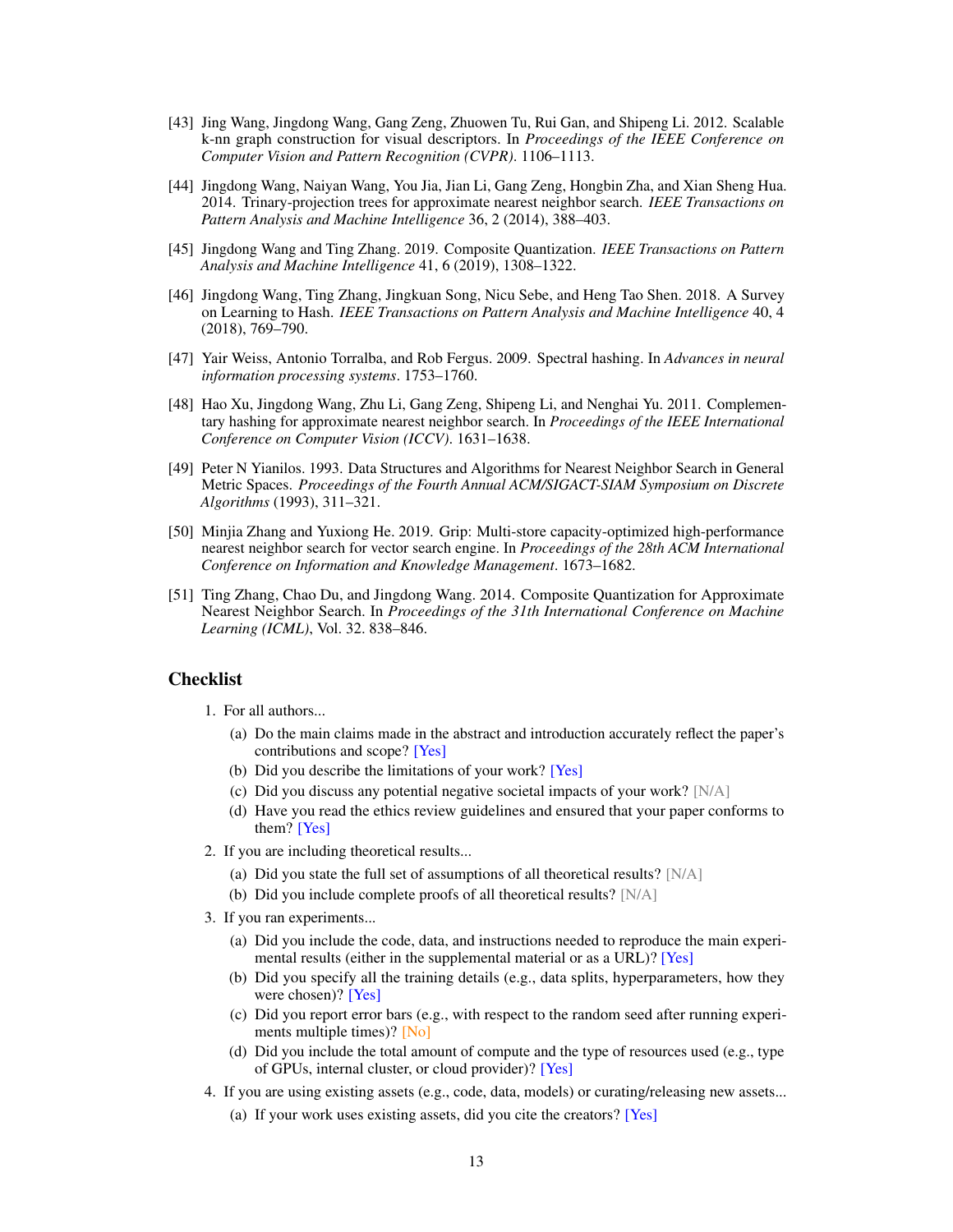[43] Jing Wang, Jingdong Wang, Gang Zeng, Zhuowen Tu, Rui Gan, and Shipeng Li. 2012. Scalable k-nn graph construction for visual descriptors. In *Proceedings of the IEEE Conference on Computer Vision and Pattern Recognition (CVPR)*. 1106–1113.

[44] Jingdong Wang, Naiyan Wang, You Jia, Jian Li, Gang Zeng, Hongbin Zha, and Xian Sheng Hua. 2014. Trinary-projection trees for approximate nearest neighbor search. *IEEE Transactions on Pattern Analysis and Machine Intelligence* 36, 2 (2014), 388–403.

[45] Jingdong Wang and Ting Zhang. 2019. Composite Quantization. *IEEE Transactions on Pattern Analysis and Machine Intelligence* 41, 6 (2019), 1308–1322.

[46] Jingdong Wang, Ting Zhang, Jingkuan Song, Nicu Sebe, and Heng Tao Shen. 2018. A Survey on Learning to Hash. *IEEE Transactions on Pattern Analysis and Machine Intelligence* 40, 4 (2018), 769–790.

[47] Yair Weiss, Antonio Torralba, and Rob Fergus. 2009. Spectral hashing. In *Advances in neural information processing systems*. 1753–1760.

[48] Hao Xu, Jingdong Wang, Zhu Li, Gang Zeng, Shipeng Li, and Nenghai Yu. 2011. Complementary hashing for approximate nearest neighbor search. In *Proceedings of the IEEE International Conference on Computer Vision (ICCV)*. 1631–1638.

[49] Peter N Yianilos. 1993. Data Structures and Algorithms for Nearest Neighbor Search in General Metric Spaces. *Proceedings of the Fourth Annual ACM/SIGACT-SIAM Symposium on Discrete Algorithms* (1993), 311–321.

[50] Minjia Zhang and Yuxiong He. 2019. Grip: Multi-store capacity-optimized high-performance nearest neighbor search for vector search engine. In *Proceedings of the 28th ACM International Conference on Information and Knowledge Management*. 1673–1682.

[51] Ting Zhang, Chao Du, and Jingdong Wang. 2014. Composite Quantization for Approximate Nearest Neighbor Search. In *Proceedings of the 31th International Conference on Machine Learning (ICML)*, Vol. 32. 838–846.

## Checklist

1. For all authors...
   (a) Do the main claims made in the abstract and introduction accurately reflect the paper's contributions and scope? [Yes]
   (b) Did you describe the limitations of your work? [Yes]
   (c) Did you discuss any potential negative societal impacts of your work? [N/A]
   (d) Have you read the ethics review guidelines and ensured that your paper conforms to them? [Yes]
2. If you are including theoretical results...
   (a) Did you state the full set of assumptions of all theoretical results? [N/A]
   (b) Did you include complete proofs of all theoretical results? [N/A]
3. If you ran experiments...
   (a) Did you include the code, data, and instructions needed to reproduce the main experimental results (either in the supplemental material or as a URL)? [Yes]
   (b) Did you specify all the training details (e.g., data splits, hyperparameters, how they were chosen)? [Yes]
   (c) Did you report error bars (e.g., with respect to the random seed after running experiments multiple times)? [No]
   (d) Did you include the total amount of compute and the type of resources used (e.g., type of GPUs, internal cluster, or cloud provider)? [Yes]
4. If you are using existing assets (e.g., code, data, models) or curating/releasing new assets...
   (a) If your work uses existing assets, did you cite the creators? [Yes]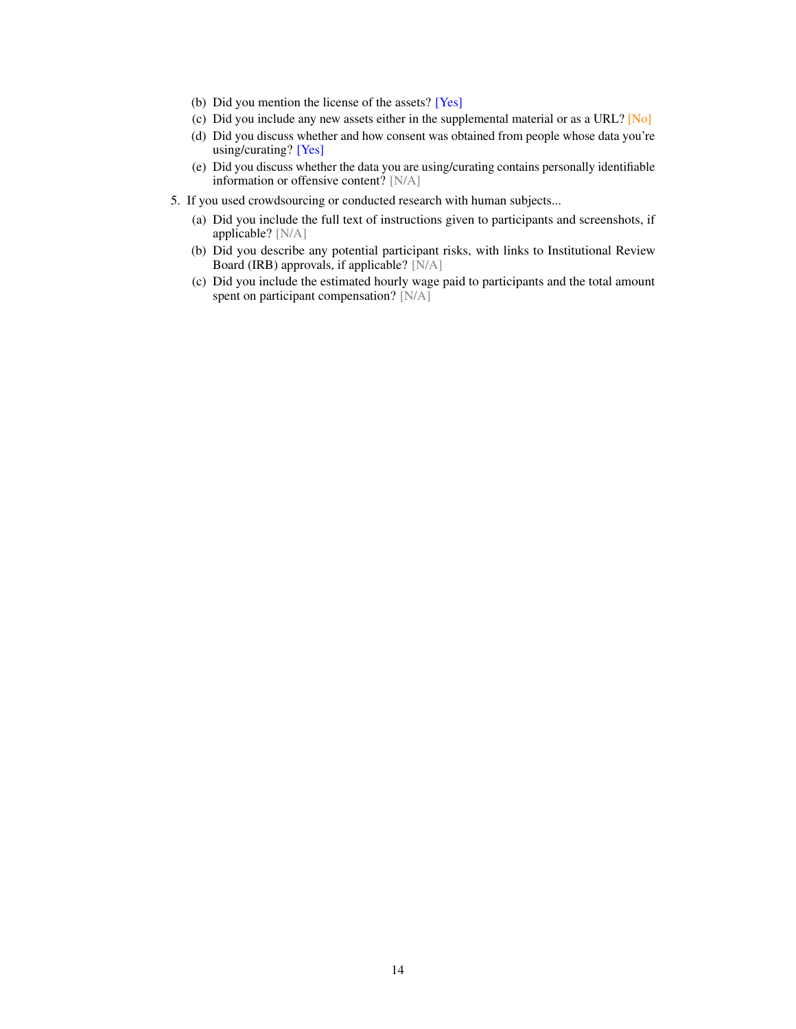(b) Did you mention the license of the assets? [Yes]
   (c) Did you include any new assets either in the supplemental material or as a URL? [No]
   (d) Did you discuss whether and how consent was obtained from people whose data you're using/curating? [Yes]
   (e) Did you discuss whether the data you are using/curating contains personally identifiable information or offensive content? [N/A]

5. If you used crowdsourcing or conducted research with human subjects...
   (a) Did you include the full text of instructions given to participants and screenshots, if applicable? [N/A]
   (b) Did you describe any potential participant risks, with links to Institutional Review Board (IRB) approvals, if applicable? [N/A]
   (c) Did you include the estimated hourly wage paid to participants and the total amount spent on participant compensation? [N/A]